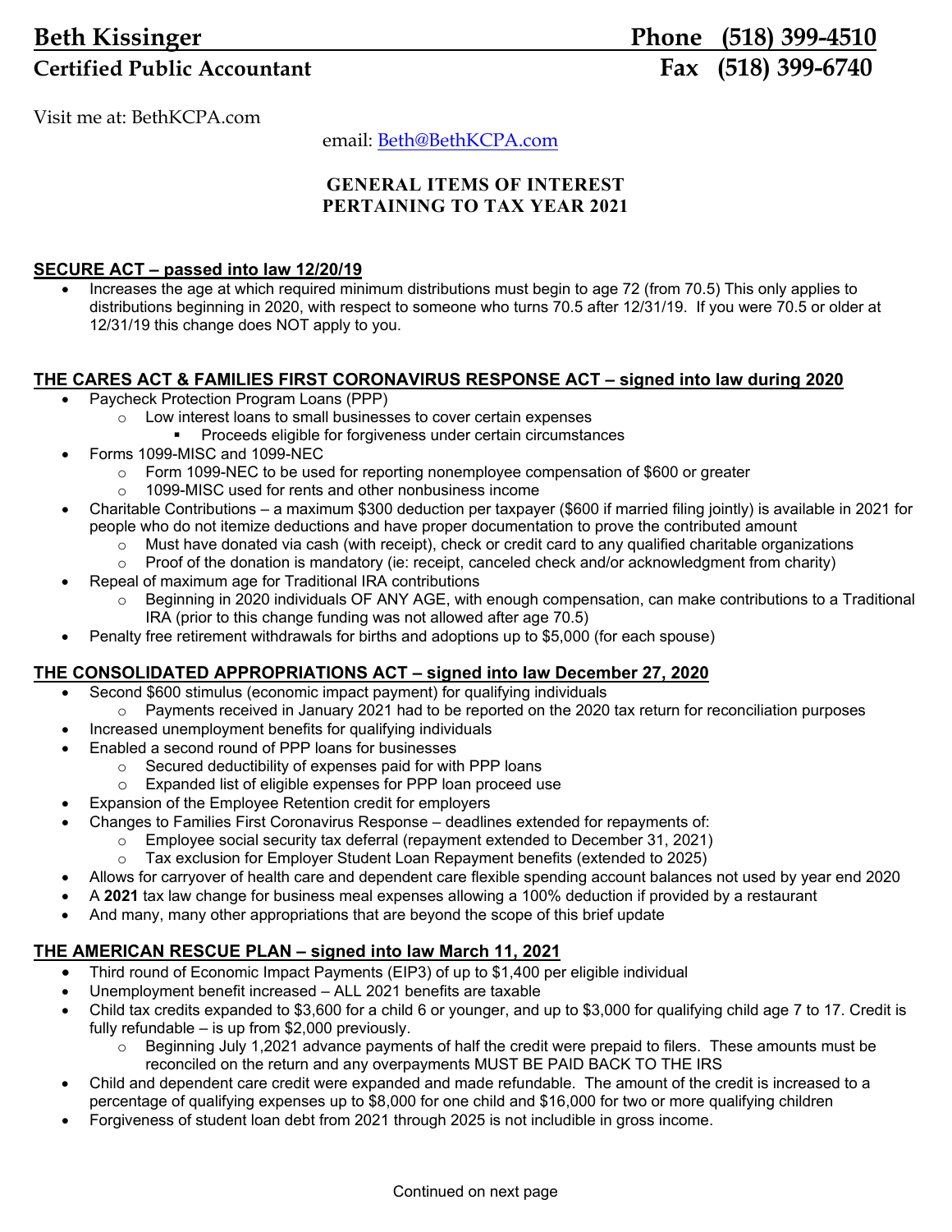# Beth Kissinger

## Certified Public Accountant

Phone (518) 399-4510

Fax (518) 399-6740

Visit me at: BethKCPA.com

email: [Beth@BethKCPA.com](mailto:Beth@BethKCPA.com)

### GENERAL ITEMS OF INTEREST PERTAINING TO TAX YEAR 2021

**SECURE ACT – passed into law 12/20/19**

- Increases the age at which required minimum distributions must begin to age 72 (from 70.5) This only applies to distributions beginning in 2020, with respect to someone who turns 70.5 after 12/31/19. If you were 70.5 or older at 12/31/19 this change does NOT apply to you.

**THE CARES ACT & FAMILIES FIRST CORONAVIRUS RESPONSE ACT – signed into law during 2020**

- Paycheck Protection Program Loans (PPP)
  - Low interest loans to small businesses to cover certain expenses
    - Proceeds eligible for forgiveness under certain circumstances
- Forms 1099-MISC and 1099-NEC
  - Form 1099-NEC to be used for reporting nonemployee compensation of $600 or greater
  - 1099-MISC used for rents and other nonbusiness income
- Charitable Contributions – a maximum $300 deduction per taxpayer ($600 if married filing jointly) is available in 2021 for people who do not itemize deductions and have proper documentation to prove the contributed amount
  - Must have donated via cash (with receipt), check or credit card to any qualified charitable organizations
  - Proof of the donation is mandatory (ie: receipt, canceled check and/or acknowledgment from charity)
- Repeal of maximum age for Traditional IRA contributions
  - Beginning in 2020 individuals OF ANY AGE, with enough compensation, can make contributions to a Traditional IRA (prior to this change funding was not allowed after age 70.5)
- Penalty free retirement withdrawals for births and adoptions up to $5,000 (for each spouse)

**THE CONSOLIDATED APPROPRIATIONS ACT – signed into law December 27, 2020**

- Second $600 stimulus (economic impact payment) for qualifying individuals
  - Payments received in January 2021 had to be reported on the 2020 tax return for reconciliation purposes
- Increased unemployment benefits for qualifying individuals
- Enabled a second round of PPP loans for businesses
  - Secured deductibility of expenses paid for with PPP loans
  - Expanded list of eligible expenses for PPP loan proceed use
- Expansion of the Employee Retention credit for employers
- Changes to Families First Coronavirus Response – deadlines extended for repayments of:
  - Employee social security tax deferral (repayment extended to December 31, 2021)
  - Tax exclusion for Employer Student Loan Repayment benefits (extended to 2025)
- Allows for carryover of health care and dependent care flexible spending account balances not used by year end 2020
- A **2021** tax law change for business meal expenses allowing a 100% deduction if provided by a restaurant
- And many, many other appropriations that are beyond the scope of this brief update

**THE AMERICAN RESCUE PLAN – signed into law March 11, 2021**

- Third round of Economic Impact Payments (EIP3) of up to $1,400 per eligible individual
- Unemployment benefit increased – ALL 2021 benefits are taxable
- Child tax credits expanded to $3,600 for a child 6 or younger, and up to $3,000 for qualifying child age 7 to 17. Credit is fully refundable – is up from $2,000 previously.
  - Beginning July 1,2021 advance payments of half the credit were prepaid to filers. These amounts must be reconciled on the return and any overpayments MUST BE PAID BACK TO THE IRS
- Child and dependent care credit were expanded and made refundable. The amount of the credit is increased to a percentage of qualifying expenses up to $8,000 for one child and $16,000 for two or more qualifying children
- Forgiveness of student loan debt from 2021 through 2025 is not includible in gross income.

Continued on next page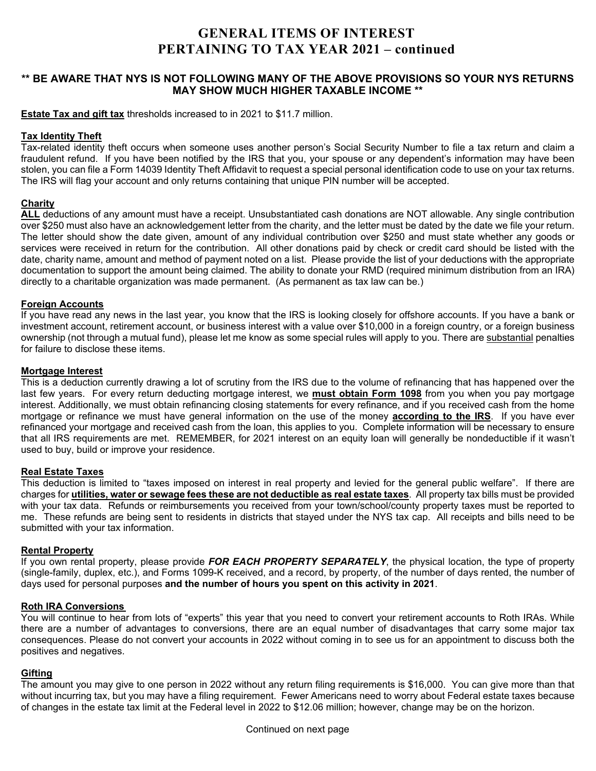# GENERAL ITEMS OF INTEREST PERTAINING TO TAX YEAR 2021 – continued

**\*\* BE AWARE THAT NYS IS NOT FOLLOWING MANY OF THE ABOVE PROVISIONS SO YOUR NYS RETURNS MAY SHOW MUCH HIGHER TAXABLE INCOME \*\***

**Estate Tax and gift tax** thresholds increased to in 2021 to $11.7 million.

**Tax Identity Theft**

Tax-related identity theft occurs when someone uses another person's Social Security Number to file a tax return and claim a fraudulent refund. If you have been notified by the IRS that you, your spouse or any dependent's information may have been stolen, you can file a Form 14039 Identity Theft Affidavit to request a special personal identification code to use on your tax returns. The IRS will flag your account and only returns containing that unique PIN number will be accepted.

**Charity**

**ALL** deductions of any amount must have a receipt. Unsubstantiated cash donations are NOT allowable. Any single contribution over $250 must also have an acknowledgement letter from the charity, and the letter must be dated by the date we file your return. The letter should show the date given, amount of any individual contribution over $250 and must state whether any goods or services were received in return for the contribution. All other donations paid by check or credit card should be listed with the date, charity name, amount and method of payment noted on a list. Please provide the list of your deductions with the appropriate documentation to support the amount being claimed. The ability to donate your RMD (required minimum distribution from an IRA) directly to a charitable organization was made permanent. (As permanent as tax law can be.)

**Foreign Accounts**

If you have read any news in the last year, you know that the IRS is looking closely for offshore accounts. If you have a bank or investment account, retirement account, or business interest with a value over $10,000 in a foreign country, or a foreign business ownership (not through a mutual fund), please let me know as some special rules will apply to you. There are substantial penalties for failure to disclose these items.

**Mortgage Interest**

This is a deduction currently drawing a lot of scrutiny from the IRS due to the volume of refinancing that has happened over the last few years. For every return deducting mortgage interest, we **must obtain Form 1098** from you when you pay mortgage interest. Additionally, we must obtain refinancing closing statements for every refinance, and if you received cash from the home mortgage or refinance we must have general information on the use of the money **according to the IRS**. If you have ever refinanced your mortgage and received cash from the loan, this applies to you. Complete information will be necessary to ensure that all IRS requirements are met. REMEMBER, for 2021 interest on an equity loan will generally be nondeductible if it wasn't used to buy, build or improve your residence.

**Real Estate Taxes**

This deduction is limited to "taxes imposed on interest in real property and levied for the general public welfare". If there are charges for **utilities, water or sewage fees these are not deductible as real estate taxes**. All property tax bills must be provided with your tax data. Refunds or reimbursements you received from your town/school/county property taxes must be reported to me. These refunds are being sent to residents in districts that stayed under the NYS tax cap. All receipts and bills need to be submitted with your tax information.

**Rental Property**

If you own rental property, please provide ***FOR EACH PROPERTY SEPARATELY***, the physical location, the type of property (single-family, duplex, etc.), and Forms 1099-K received, and a record, by property, of the number of days rented, the number of days used for personal purposes **and the number of hours you spent on this activity in 2021**.

**Roth IRA Conversions**

You will continue to hear from lots of "experts" this year that you need to convert your retirement accounts to Roth IRAs. While there are a number of advantages to conversions, there are an equal number of disadvantages that carry some major tax consequences. Please do not convert your accounts in 2022 without coming in to see us for an appointment to discuss both the positives and negatives.

**Gifting**

The amount you may give to one person in 2022 without any return filing requirements is $16,000. You can give more than that without incurring tax, but you may have a filing requirement. Fewer Americans need to worry about Federal estate taxes because of changes in the estate tax limit at the Federal level in 2022 to $12.06 million; however, change may be on the horizon.

Continued on next page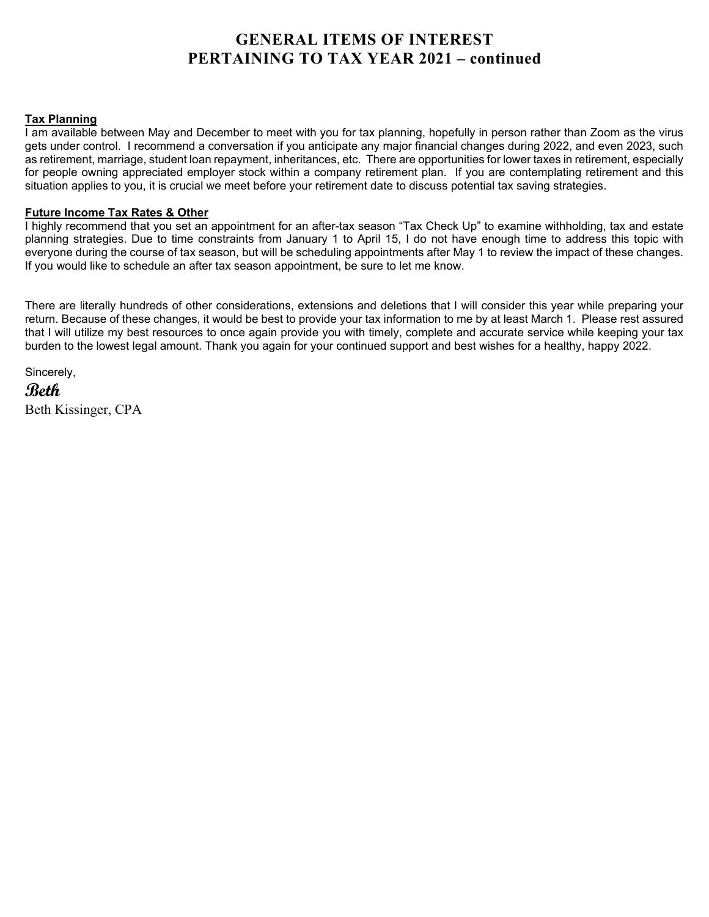# GENERAL ITEMS OF INTEREST
# PERTAINING TO TAX YEAR 2021 – continued

**Tax Planning**

I am available between May and December to meet with you for tax planning, hopefully in person rather than Zoom as the virus gets under control. I recommend a conversation if you anticipate any major financial changes during 2022, and even 2023, such as retirement, marriage, student loan repayment, inheritances, etc. There are opportunities for lower taxes in retirement, especially for people owning appreciated employer stock within a company retirement plan. If you are contemplating retirement and this situation applies to you, it is crucial we meet before your retirement date to discuss potential tax saving strategies.

**Future Income Tax Rates & Other**

I highly recommend that you set an appointment for an after-tax season "Tax Check Up" to examine withholding, tax and estate planning strategies. Due to time constraints from January 1 to April 15, I do not have enough time to address this topic with everyone during the course of tax season, but will be scheduling appointments after May 1 to review the impact of these changes. If you would like to schedule an after tax season appointment, be sure to let me know.

There are literally hundreds of other considerations, extensions and deletions that I will consider this year while preparing your return. Because of these changes, it would be best to provide your tax information to me by at least March 1. Please rest assured that I will utilize my best resources to once again provide you with timely, complete and accurate service while keeping your tax burden to the lowest legal amount. Thank you again for your continued support and best wishes for a healthy, happy 2022.

Sincerely,

*Beth*

Beth Kissinger, CPA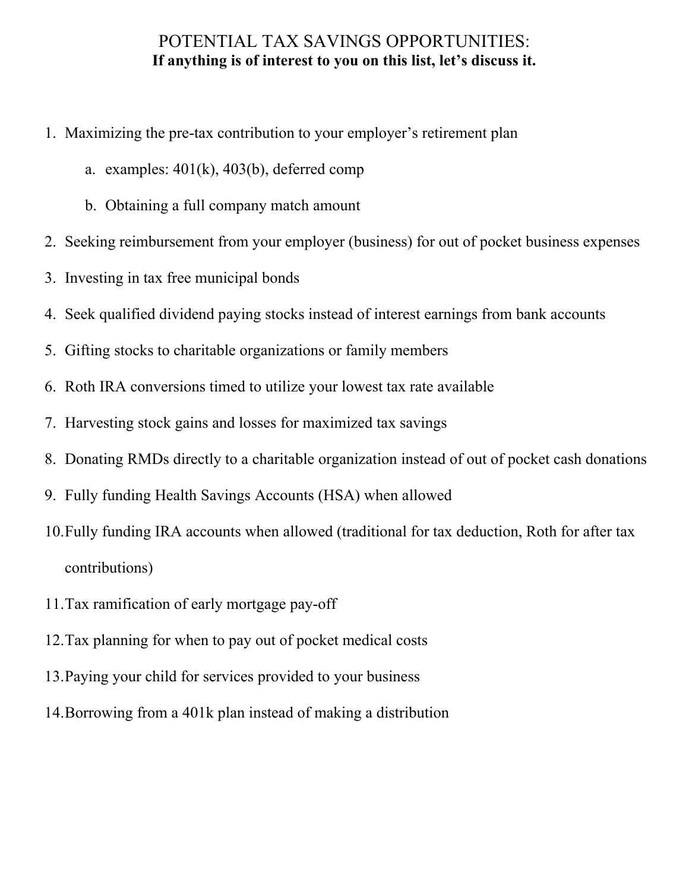# POTENTIAL TAX SAVINGS OPPORTUNITIES:

**If anything is of interest to you on this list, let's discuss it.**

1. Maximizing the pre-tax contribution to your employer's retirement plan
    a. examples: 401(k), 403(b), deferred comp
    b. Obtaining a full company match amount
2. Seeking reimbursement from your employer (business) for out of pocket business expenses
3. Investing in tax free municipal bonds
4. Seek qualified dividend paying stocks instead of interest earnings from bank accounts
5. Gifting stocks to charitable organizations or family members
6. Roth IRA conversions timed to utilize your lowest tax rate available
7. Harvesting stock gains and losses for maximized tax savings
8. Donating RMDs directly to a charitable organization instead of out of pocket cash donations
9. Fully funding Health Savings Accounts (HSA) when allowed
10. Fully funding IRA accounts when allowed (traditional for tax deduction, Roth for after tax contributions)
11. Tax ramification of early mortgage pay-off
12. Tax planning for when to pay out of pocket medical costs
13. Paying your child for services provided to your business
14. Borrowing from a 401k plan instead of making a distribution